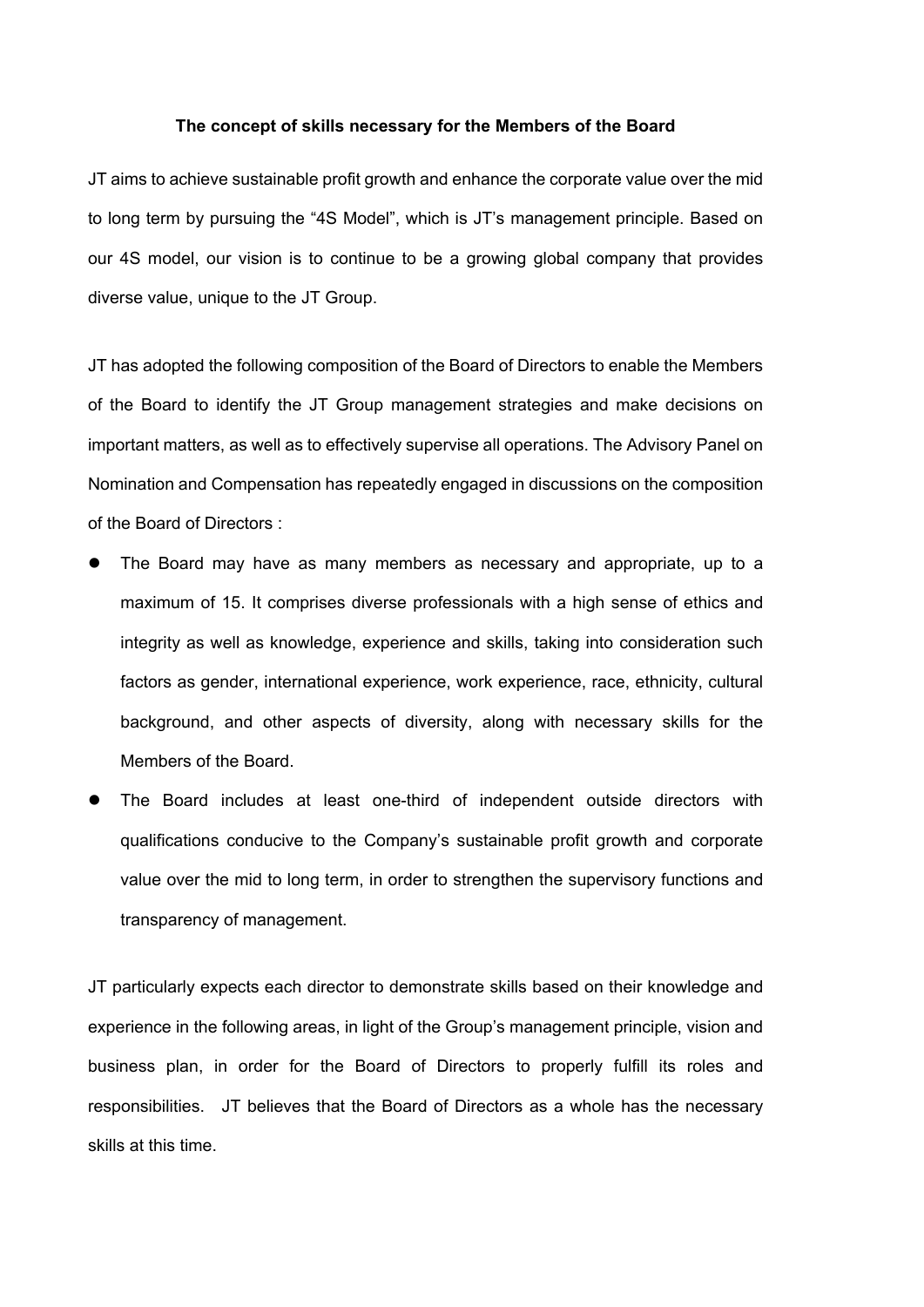# The concept of skills necessary for the Members of the Board

JT aims to achieve sustainable profit growth and enhance the corporate value over the mid to long term by pursuing the “4S Model”, which is JT’s management principle. Based on our 4S model, our vision is to continue to be a growing global company that provides diverse value, unique to the JT Group.

JT has adopted the following composition of the Board of Directors to enable the Members of the Board to identify the JT Group management strategies and make decisions on important matters, as well as to effectively supervise all operations. The Advisory Panel on Nomination and Compensation has repeatedly engaged in discussions on the composition of the Board of Directors :

- The Board may have as many members as necessary and appropriate, up to a maximum of 15. It comprises diverse professionals with a high sense of ethics and integrity as well as knowledge, experience and skills, taking into consideration such factors as gender, international experience, work experience, race, ethnicity, cultural background, and other aspects of diversity, along with necessary skills for the Members of the Board.
- The Board includes at least one-third of independent outside directors with qualifications conducive to the Company’s sustainable profit growth and corporate value over the mid to long term, in order to strengthen the supervisory functions and transparency of management.

JT particularly expects each director to demonstrate skills based on their knowledge and experience in the following areas, in light of the Group’s management principle, vision and business plan, in order for the Board of Directors to properly fulfill its roles and responsibilities. JT believes that the Board of Directors as a whole has the necessary skills at this time.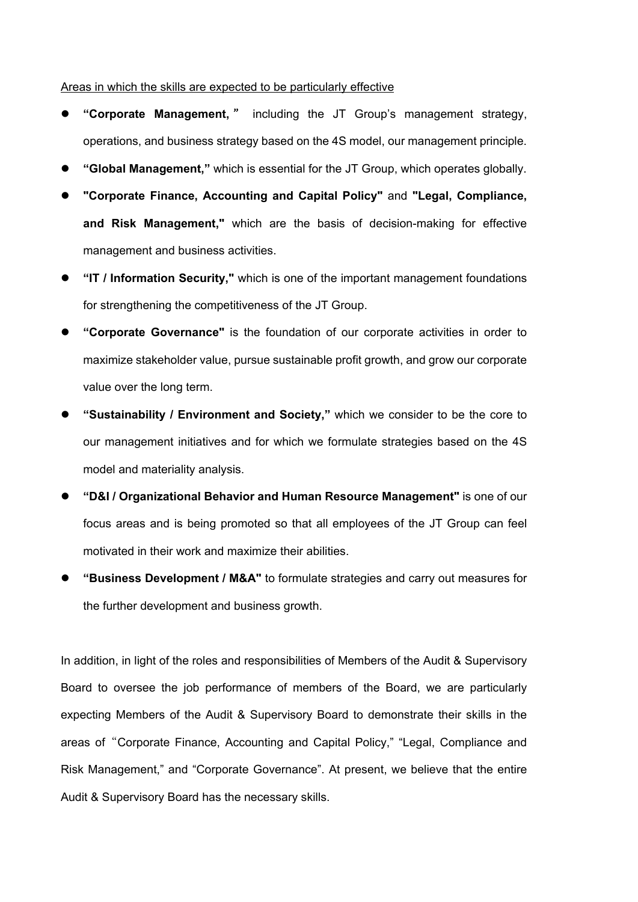Areas in which the skills are expected to be particularly effective

- **"Corporate Management,"** including the JT Group's management strategy, operations, and business strategy based on the 4S model, our management principle.
- **"Global Management,"** which is essential for the JT Group, which operates globally.
- **"Corporate Finance, Accounting and Capital Policy"** and **"Legal, Compliance, and Risk Management,"** which are the basis of decision-making for effective management and business activities.
- **"IT / Information Security,"** which is one of the important management foundations for strengthening the competitiveness of the JT Group.
- **"Corporate Governance"** is the foundation of our corporate activities in order to maximize stakeholder value, pursue sustainable profit growth, and grow our corporate value over the long term.
- **"Sustainability / Environment and Society,"** which we consider to be the core to our management initiatives and for which we formulate strategies based on the 4S model and materiality analysis.
- **"D&I / Organizational Behavior and Human Resource Management"** is one of our focus areas and is being promoted so that all employees of the JT Group can feel motivated in their work and maximize their abilities.
- **"Business Development / M&A"** to formulate strategies and carry out measures for the further development and business growth.

In addition, in light of the roles and responsibilities of Members of the Audit & Supervisory Board to oversee the job performance of members of the Board, we are particularly expecting Members of the Audit & Supervisory Board to demonstrate their skills in the areas of "Corporate Finance, Accounting and Capital Policy," "Legal, Compliance and Risk Management," and "Corporate Governance". At present, we believe that the entire Audit & Supervisory Board has the necessary skills.